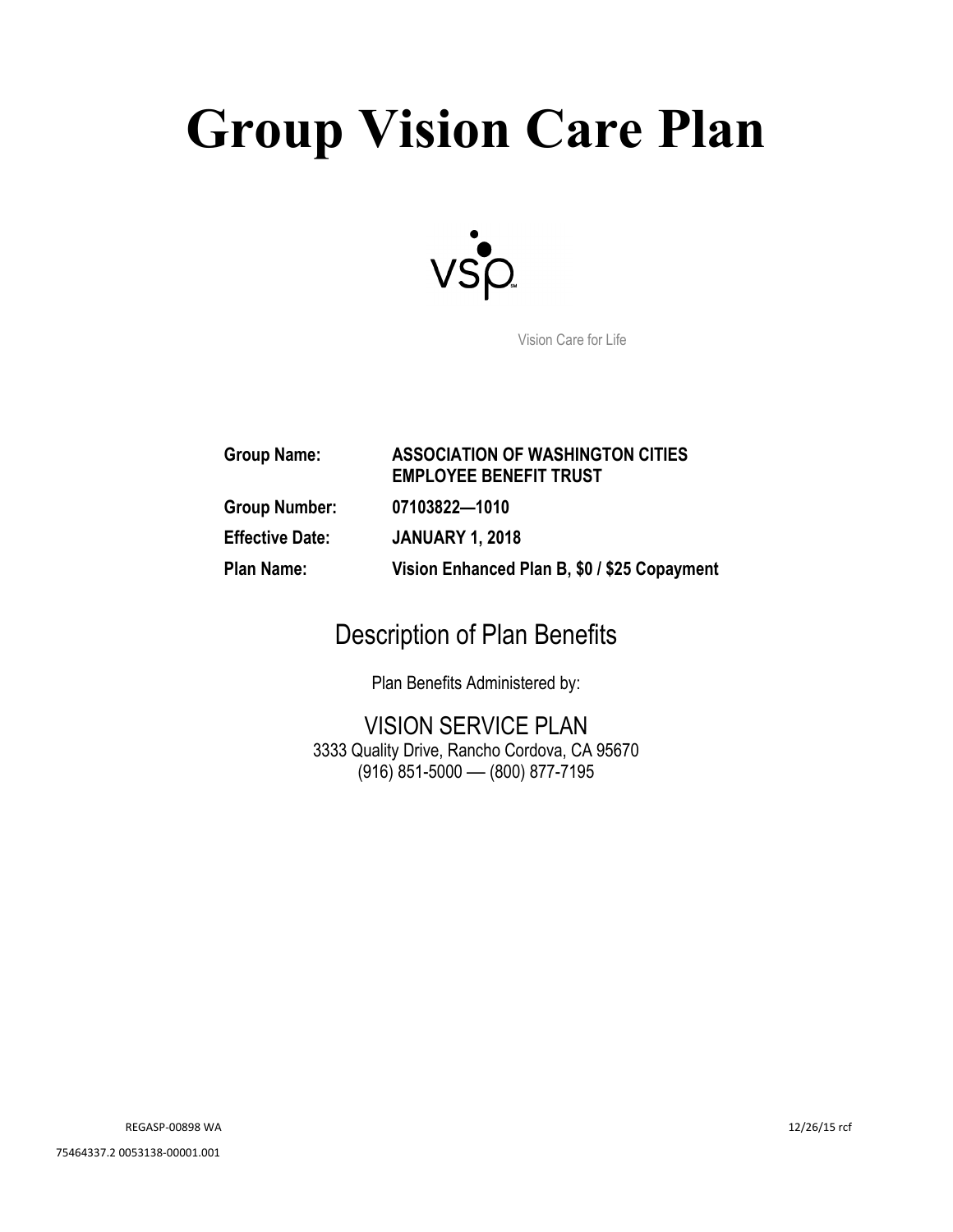# Group Vision Care Plan

VSP

Vision Care for Life

| | |
|---|---|
| **Group Name:** | **ASSOCIATION OF WASHINGTON CITIES EMPLOYEE BENEFIT TRUST** |
| **Group Number:** | **07103822—1010** |
| **Effective Date:** | **JANUARY 1, 2018** |
| **Plan Name:** | **Vision Enhanced Plan B, $0 / $25 Copayment** |

## Description of Plan Benefits

Plan Benefits Administered by:

VISION SERVICE PLAN
3333 Quality Drive, Rancho Cordova, CA 95670
(916) 851-5000 — (800) 877-7195

REGASP-00898 WA 12/26/15 rcf

75464337.2 0053138-00001.001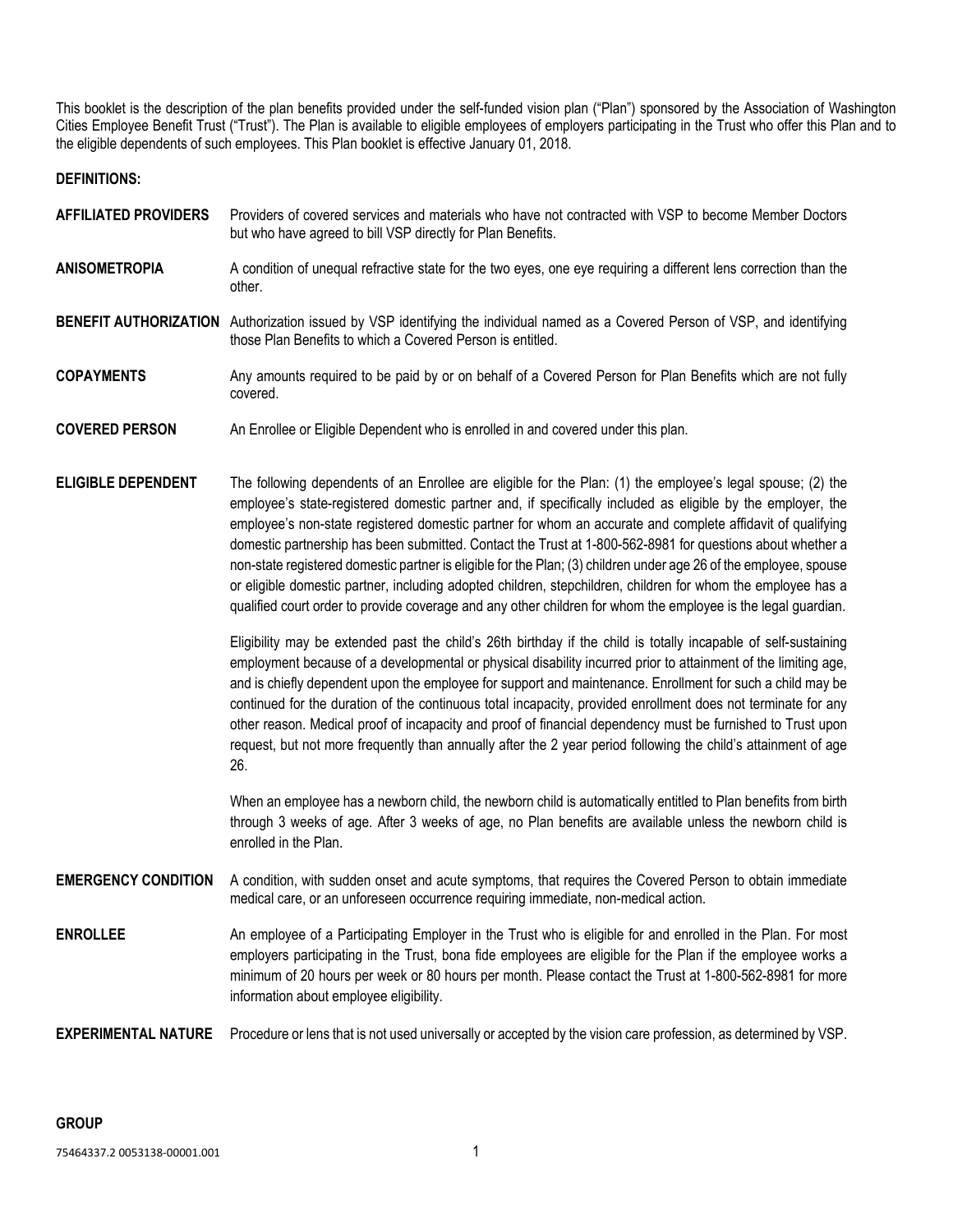This booklet is the description of the plan benefits provided under the self-funded vision plan ("Plan") sponsored by the Association of Washington Cities Employee Benefit Trust ("Trust"). The Plan is available to eligible employees of employers participating in the Trust who offer this Plan and to the eligible dependents of such employees. This Plan booklet is effective January 01, 2018.

**DEFINITIONS:**

**AFFILIATED PROVIDERS** Providers of covered services and materials who have not contracted with VSP to become Member Doctors but who have agreed to bill VSP directly for Plan Benefits.

**ANISOMETROPIA** A condition of unequal refractive state for the two eyes, one eye requiring a different lens correction than the other.

**BENEFIT AUTHORIZATION** Authorization issued by VSP identifying the individual named as a Covered Person of VSP, and identifying those Plan Benefits to which a Covered Person is entitled.

**COPAYMENTS** Any amounts required to be paid by or on behalf of a Covered Person for Plan Benefits which are not fully covered.

**COVERED PERSON** An Enrollee or Eligible Dependent who is enrolled in and covered under this plan.

**ELIGIBLE DEPENDENT** The following dependents of an Enrollee are eligible for the Plan: (1) the employee's legal spouse; (2) the employee's state-registered domestic partner and, if specifically included as eligible by the employer, the employee's non-state registered domestic partner for whom an accurate and complete affidavit of qualifying domestic partnership has been submitted. Contact the Trust at 1-800-562-8981 for questions about whether a non-state registered domestic partner is eligible for the Plan; (3) children under age 26 of the employee, spouse or eligible domestic partner, including adopted children, stepchildren, children for whom the employee has a qualified court order to provide coverage and any other children for whom the employee is the legal guardian.

Eligibility may be extended past the child's 26th birthday if the child is totally incapable of self-sustaining employment because of a developmental or physical disability incurred prior to attainment of the limiting age, and is chiefly dependent upon the employee for support and maintenance. Enrollment for such a child may be continued for the duration of the continuous total incapacity, provided enrollment does not terminate for any other reason. Medical proof of incapacity and proof of financial dependency must be furnished to Trust upon request, but not more frequently than annually after the 2 year period following the child's attainment of age 26.

When an employee has a newborn child, the newborn child is automatically entitled to Plan benefits from birth through 3 weeks of age. After 3 weeks of age, no Plan benefits are available unless the newborn child is enrolled in the Plan.

**EMERGENCY CONDITION** A condition, with sudden onset and acute symptoms, that requires the Covered Person to obtain immediate medical care, or an unforeseen occurrence requiring immediate, non-medical action.

**ENROLLEE** An employee of a Participating Employer in the Trust who is eligible for and enrolled in the Plan. For most employers participating in the Trust, bona fide employees are eligible for the Plan if the employee works a minimum of 20 hours per week or 80 hours per month. Please contact the Trust at 1-800-562-8981 for more information about employee eligibility.

**EXPERIMENTAL NATURE** Procedure or lens that is not used universally or accepted by the vision care profession, as determined by VSP.

**GROUP**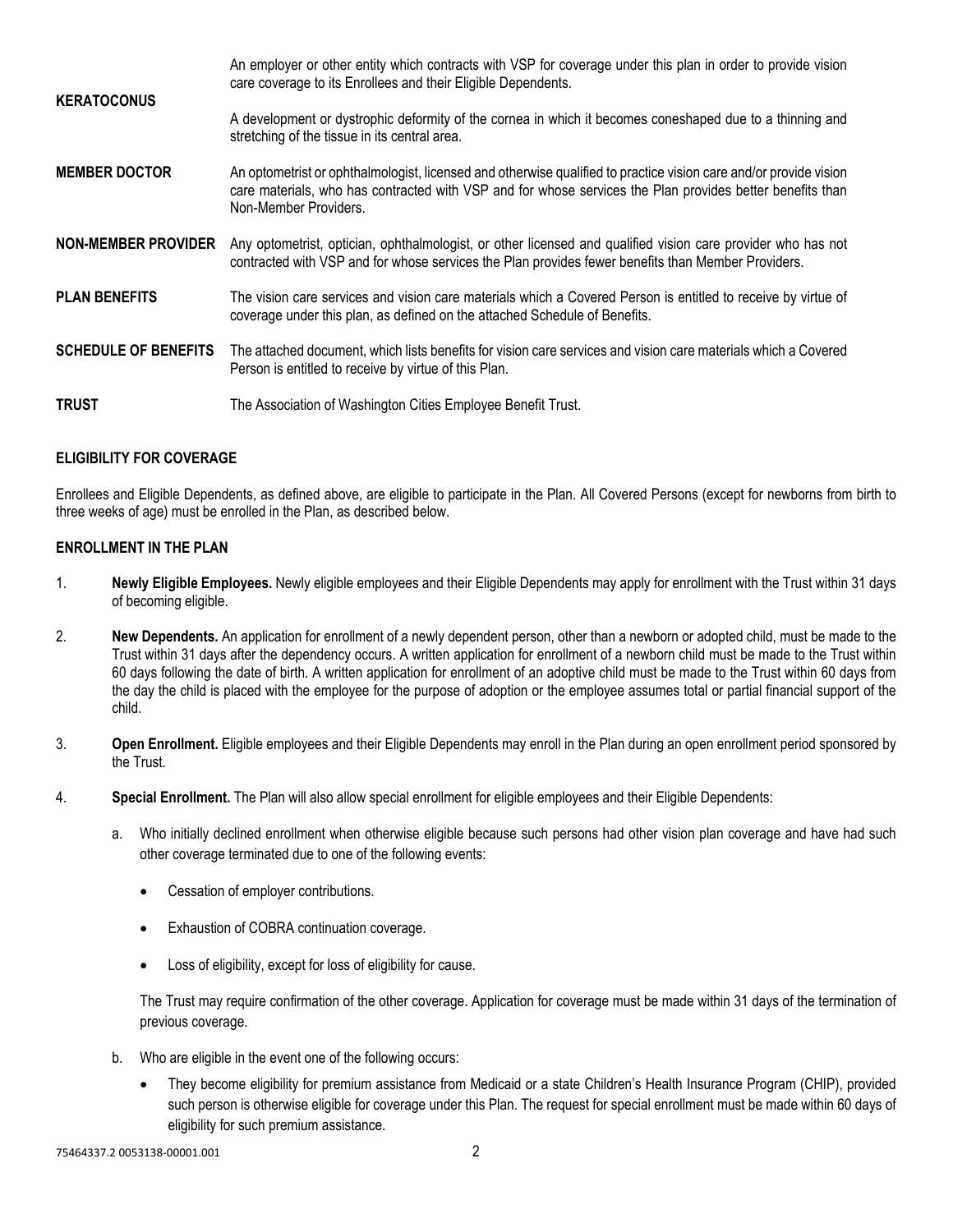| | |
|---|---|
| | An employer or other entity which contracts with VSP for coverage under this plan in order to provide vision care coverage to its Enrollees and their Eligible Dependents. |
| **KERATOCONUS** | A development or dystrophic deformity of the cornea in which it becomes coneshaped due to a thinning and stretching of the tissue in its central area. |
| **MEMBER DOCTOR** | An optometrist or ophthalmologist, licensed and otherwise qualified to practice vision care and/or provide vision care materials, who has contracted with VSP and for whose services the Plan provides better benefits than Non-Member Providers. |
| **NON-MEMBER PROVIDER** | Any optometrist, optician, ophthalmologist, or other licensed and qualified vision care provider who has not contracted with VSP and for whose services the Plan provides fewer benefits than Member Providers. |
| **PLAN BENEFITS** | The vision care services and vision care materials which a Covered Person is entitled to receive by virtue of coverage under this plan, as defined on the attached Schedule of Benefits. |
| **SCHEDULE OF BENEFITS** | The attached document, which lists benefits for vision care services and vision care materials which a Covered Person is entitled to receive by virtue of this Plan. |
| **TRUST** | The Association of Washington Cities Employee Benefit Trust. |

## ELIGIBILITY FOR COVERAGE

Enrollees and Eligible Dependents, as defined above, are eligible to participate in the Plan. All Covered Persons (except for newborns from birth to three weeks of age) must be enrolled in the Plan, as described below.

## ENROLLMENT IN THE PLAN

1. **Newly Eligible Employees.** Newly eligible employees and their Eligible Dependents may apply for enrollment with the Trust within 31 days of becoming eligible.
2. **New Dependents.** An application for enrollment of a newly dependent person, other than a newborn or adopted child, must be made to the Trust within 31 days after the dependency occurs. A written application for enrollment of a newborn child must be made to the Trust within 60 days following the date of birth. A written application for enrollment of an adoptive child must be made to the Trust within 60 days from the day the child is placed with the employee for the purpose of adoption or the employee assumes total or partial financial support of the child.
3. **Open Enrollment.** Eligible employees and their Eligible Dependents may enroll in the Plan during an open enrollment period sponsored by the Trust.
4. **Special Enrollment.** The Plan will also allow special enrollment for eligible employees and their Eligible Dependents:
   a. Who initially declined enrollment when otherwise eligible because such persons had other vision plan coverage and have had such other coverage terminated due to one of the following events:
      - Cessation of employer contributions.
      - Exhaustion of COBRA continuation coverage.
      - Loss of eligibility, except for loss of eligibility for cause.

      The Trust may require confirmation of the other coverage. Application for coverage must be made within 31 days of the termination of previous coverage.
   b. Who are eligible in the event one of the following occurs:
      - They become eligibility for premium assistance from Medicaid or a state Children's Health Insurance Program (CHIP), provided such person is otherwise eligible for coverage under this Plan. The request for special enrollment must be made within 60 days of eligibility for such premium assistance.

75464337.2 0053138-00001.001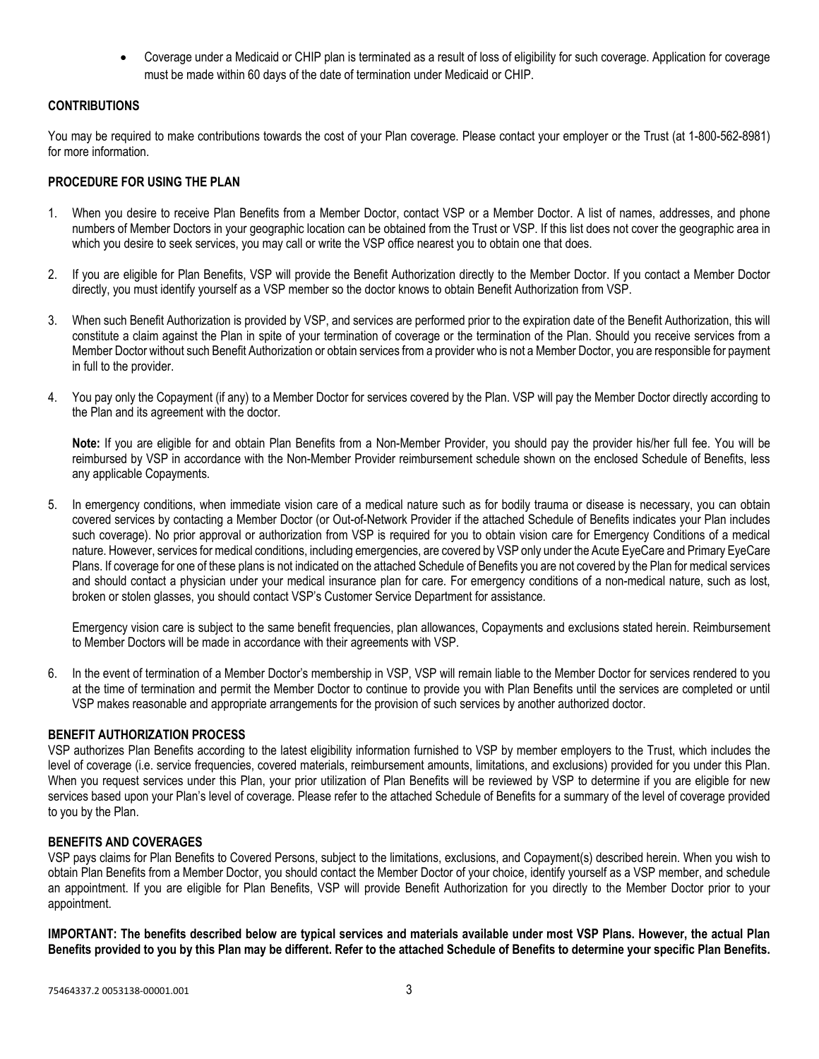- Coverage under a Medicaid or CHIP plan is terminated as a result of loss of eligibility for such coverage. Application for coverage must be made within 60 days of the date of termination under Medicaid or CHIP.

## CONTRIBUTIONS

You may be required to make contributions towards the cost of your Plan coverage. Please contact your employer or the Trust (at 1-800-562-8981) for more information.

## PROCEDURE FOR USING THE PLAN

1. When you desire to receive Plan Benefits from a Member Doctor, contact VSP or a Member Doctor. A list of names, addresses, and phone numbers of Member Doctors in your geographic location can be obtained from the Trust or VSP. If this list does not cover the geographic area in which you desire to seek services, you may call or write the VSP office nearest you to obtain one that does.

2. If you are eligible for Plan Benefits, VSP will provide the Benefit Authorization directly to the Member Doctor. If you contact a Member Doctor directly, you must identify yourself as a VSP member so the doctor knows to obtain Benefit Authorization from VSP.

3. When such Benefit Authorization is provided by VSP, and services are performed prior to the expiration date of the Benefit Authorization, this will constitute a claim against the Plan in spite of your termination of coverage or the termination of the Plan. Should you receive services from a Member Doctor without such Benefit Authorization or obtain services from a provider who is not a Member Doctor, you are responsible for payment in full to the provider.

4. You pay only the Copayment (if any) to a Member Doctor for services covered by the Plan. VSP will pay the Member Doctor directly according to the Plan and its agreement with the doctor.

   **Note:** If you are eligible for and obtain Plan Benefits from a Non-Member Provider, you should pay the provider his/her full fee. You will be reimbursed by VSP in accordance with the Non-Member Provider reimbursement schedule shown on the enclosed Schedule of Benefits, less any applicable Copayments.

5. In emergency conditions, when immediate vision care of a medical nature such as for bodily trauma or disease is necessary, you can obtain covered services by contacting a Member Doctor (or Out-of-Network Provider if the attached Schedule of Benefits indicates your Plan includes such coverage). No prior approval or authorization from VSP is required for you to obtain vision care for Emergency Conditions of a medical nature. However, services for medical conditions, including emergencies, are covered by VSP only under the Acute EyeCare and Primary EyeCare Plans. If coverage for one of these plans is not indicated on the attached Schedule of Benefits you are not covered by the Plan for medical services and should contact a physician under your medical insurance plan for care. For emergency conditions of a non-medical nature, such as lost, broken or stolen glasses, you should contact VSP's Customer Service Department for assistance.

   Emergency vision care is subject to the same benefit frequencies, plan allowances, Copayments and exclusions stated herein. Reimbursement to Member Doctors will be made in accordance with their agreements with VSP.

6. In the event of termination of a Member Doctor's membership in VSP, VSP will remain liable to the Member Doctor for services rendered to you at the time of termination and permit the Member Doctor to continue to provide you with Plan Benefits until the services are completed or until VSP makes reasonable and appropriate arrangements for the provision of such services by another authorized doctor.

## BENEFIT AUTHORIZATION PROCESS

VSP authorizes Plan Benefits according to the latest eligibility information furnished to VSP by member employers to the Trust, which includes the level of coverage (i.e. service frequencies, covered materials, reimbursement amounts, limitations, and exclusions) provided for you under this Plan. When you request services under this Plan, your prior utilization of Plan Benefits will be reviewed by VSP to determine if you are eligible for new services based upon your Plan's level of coverage. Please refer to the attached Schedule of Benefits for a summary of the level of coverage provided to you by the Plan.

## BENEFITS AND COVERAGES

VSP pays claims for Plan Benefits to Covered Persons, subject to the limitations, exclusions, and Copayment(s) described herein. When you wish to obtain Plan Benefits from a Member Doctor, you should contact the Member Doctor of your choice, identify yourself as a VSP member, and schedule an appointment. If you are eligible for Plan Benefits, VSP will provide Benefit Authorization for you directly to the Member Doctor prior to your appointment.

**IMPORTANT: The benefits described below are typical services and materials available under most VSP Plans. However, the actual Plan Benefits provided to you by this Plan may be different. Refer to the attached Schedule of Benefits to determine your specific Plan Benefits.**

75464337.2 0053138-00001.001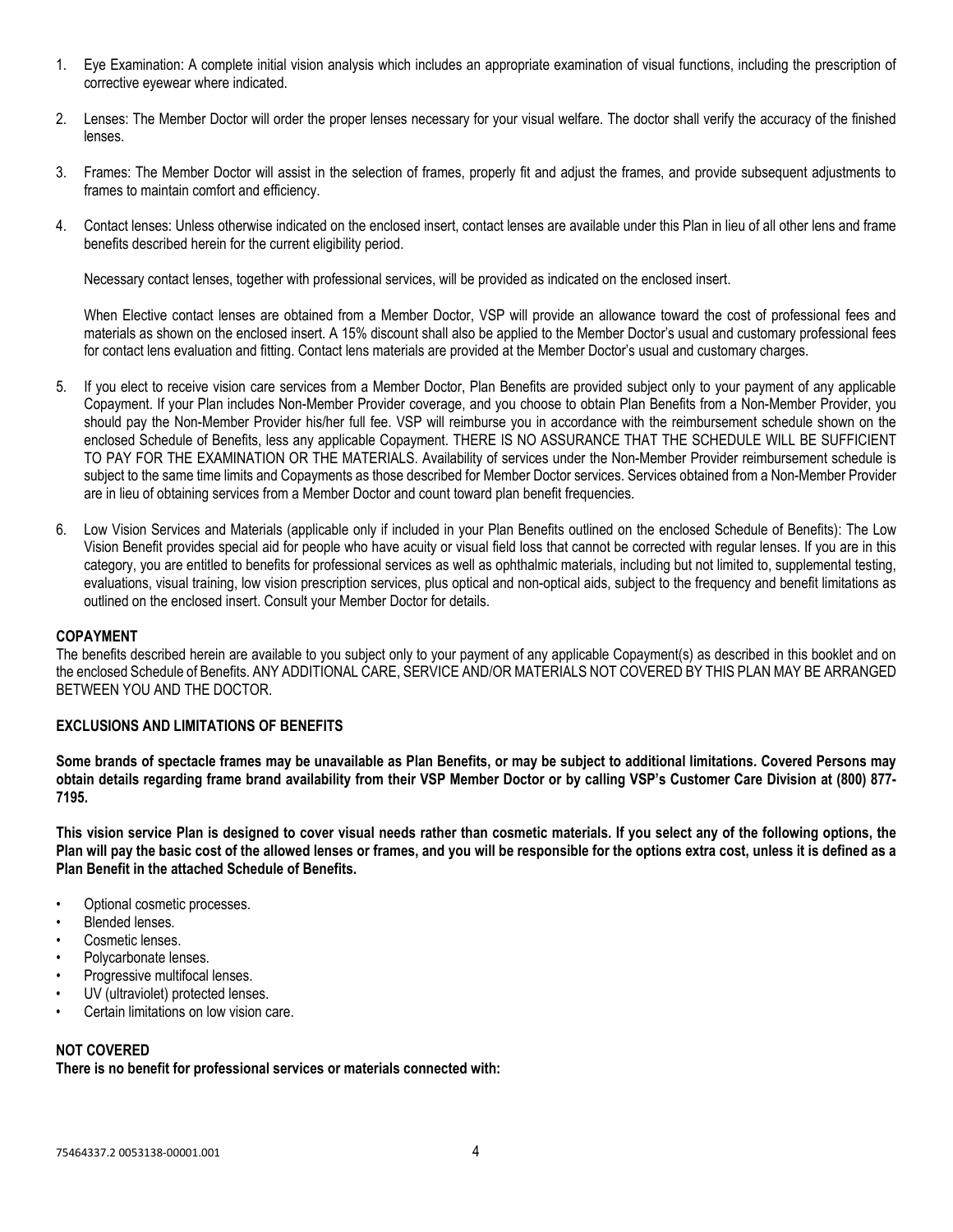1. Eye Examination: A complete initial vision analysis which includes an appropriate examination of visual functions, including the prescription of corrective eyewear where indicated.

2. Lenses: The Member Doctor will order the proper lenses necessary for your visual welfare. The doctor shall verify the accuracy of the finished lenses.

3. Frames: The Member Doctor will assist in the selection of frames, properly fit and adjust the frames, and provide subsequent adjustments to frames to maintain comfort and efficiency.

4. Contact lenses: Unless otherwise indicated on the enclosed insert, contact lenses are available under this Plan in lieu of all other lens and frame benefits described herein for the current eligibility period.

   Necessary contact lenses, together with professional services, will be provided as indicated on the enclosed insert.

   When Elective contact lenses are obtained from a Member Doctor, VSP will provide an allowance toward the cost of professional fees and materials as shown on the enclosed insert. A 15% discount shall also be applied to the Member Doctor's usual and customary professional fees for contact lens evaluation and fitting. Contact lens materials are provided at the Member Doctor's usual and customary charges.

5. If you elect to receive vision care services from a Member Doctor, Plan Benefits are provided subject only to your payment of any applicable Copayment. If your Plan includes Non-Member Provider coverage, and you choose to obtain Plan Benefits from a Non-Member Provider, you should pay the Non-Member Provider his/her full fee. VSP will reimburse you in accordance with the reimbursement schedule shown on the enclosed Schedule of Benefits, less any applicable Copayment. THERE IS NO ASSURANCE THAT THE SCHEDULE WILL BE SUFFICIENT TO PAY FOR THE EXAMINATION OR THE MATERIALS. Availability of services under the Non-Member Provider reimbursement schedule is subject to the same time limits and Copayments as those described for Member Doctor services. Services obtained from a Non-Member Provider are in lieu of obtaining services from a Member Doctor and count toward plan benefit frequencies.

6. Low Vision Services and Materials (applicable only if included in your Plan Benefits outlined on the enclosed Schedule of Benefits): The Low Vision Benefit provides special aid for people who have acuity or visual field loss that cannot be corrected with regular lenses. If you are in this category, you are entitled to benefits for professional services as well as ophthalmic materials, including but not limited to, supplemental testing, evaluations, visual training, low vision prescription services, plus optical and non-optical aids, subject to the frequency and benefit limitations as outlined on the enclosed insert. Consult your Member Doctor for details.

**COPAYMENT**

The benefits described herein are available to you subject only to your payment of any applicable Copayment(s) as described in this booklet and on the enclosed Schedule of Benefits. ANY ADDITIONAL CARE, SERVICE AND/OR MATERIALS NOT COVERED BY THIS PLAN MAY BE ARRANGED BETWEEN YOU AND THE DOCTOR.

**EXCLUSIONS AND LIMITATIONS OF BENEFITS**

**Some brands of spectacle frames may be unavailable as Plan Benefits, or may be subject to additional limitations. Covered Persons may obtain details regarding frame brand availability from their VSP Member Doctor or by calling VSP's Customer Care Division at (800) 877-7195.**

**This vision service Plan is designed to cover visual needs rather than cosmetic materials. If you select any of the following options, the Plan will pay the basic cost of the allowed lenses or frames, and you will be responsible for the options extra cost, unless it is defined as a Plan Benefit in the attached Schedule of Benefits.**

- Optional cosmetic processes.
- Blended lenses.
- Cosmetic lenses.
- Polycarbonate lenses.
- Progressive multifocal lenses.
- UV (ultraviolet) protected lenses.
- Certain limitations on low vision care.

**NOT COVERED**

**There is no benefit for professional services or materials connected with:**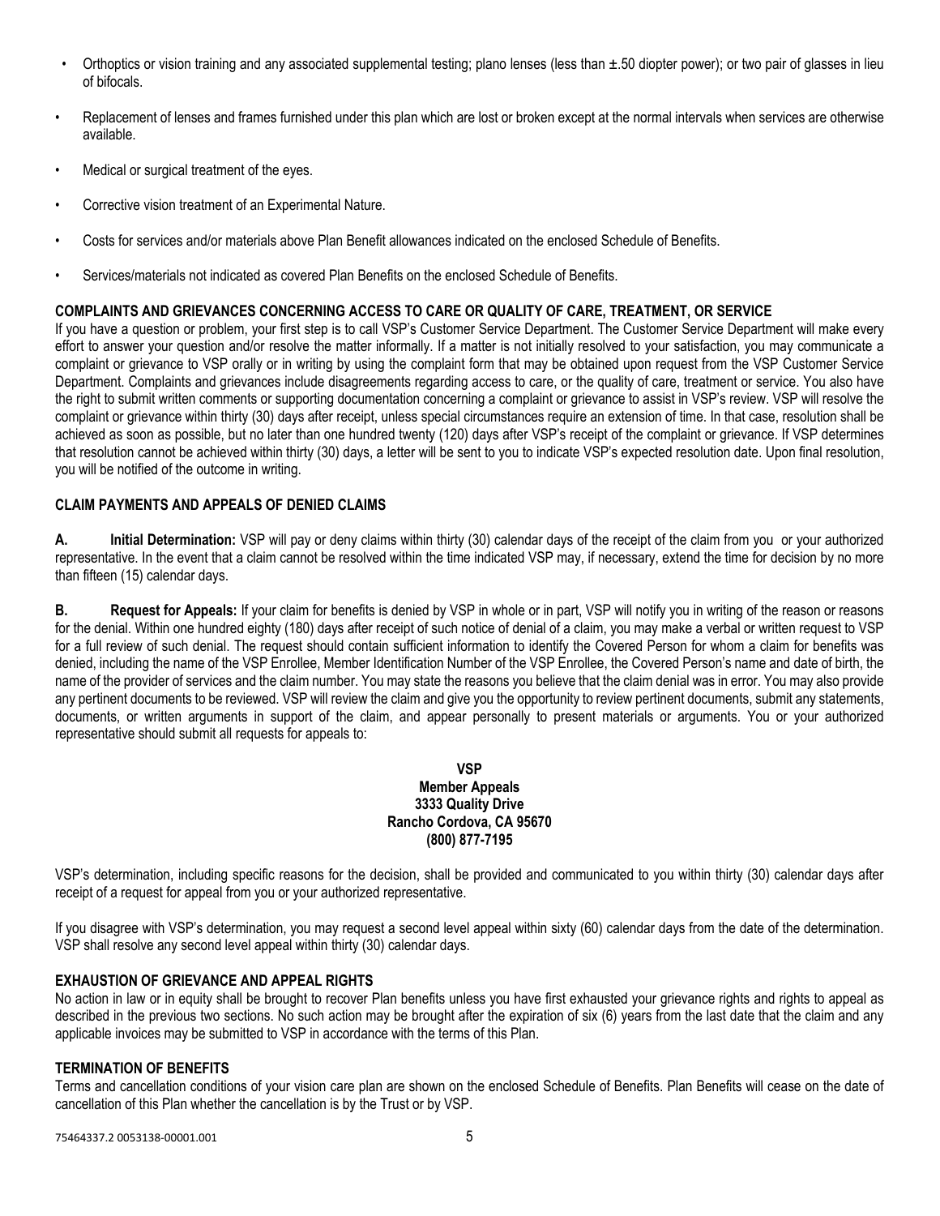- Orthoptics or vision training and any associated supplemental testing; plano lenses (less than ±.50 diopter power); or two pair of glasses in lieu of bifocals.
- Replacement of lenses and frames furnished under this plan which are lost or broken except at the normal intervals when services are otherwise available.
- Medical or surgical treatment of the eyes.
- Corrective vision treatment of an Experimental Nature.
- Costs for services and/or materials above Plan Benefit allowances indicated on the enclosed Schedule of Benefits.
- Services/materials not indicated as covered Plan Benefits on the enclosed Schedule of Benefits.

**COMPLAINTS AND GRIEVANCES CONCERNING ACCESS TO CARE OR QUALITY OF CARE, TREATMENT, OR SERVICE**

If you have a question or problem, your first step is to call VSP's Customer Service Department. The Customer Service Department will make every effort to answer your question and/or resolve the matter informally. If a matter is not initially resolved to your satisfaction, you may communicate a complaint or grievance to VSP orally or in writing by using the complaint form that may be obtained upon request from the VSP Customer Service Department. Complaints and grievances include disagreements regarding access to care, or the quality of care, treatment or service. You also have the right to submit written comments or supporting documentation concerning a complaint or grievance to assist in VSP's review. VSP will resolve the complaint or grievance within thirty (30) days after receipt, unless special circumstances require an extension of time. In that case, resolution shall be achieved as soon as possible, but no later than one hundred twenty (120) days after VSP's receipt of the complaint or grievance. If VSP determines that resolution cannot be achieved within thirty (30) days, a letter will be sent to you to indicate VSP's expected resolution date. Upon final resolution, you will be notified of the outcome in writing.

**CLAIM PAYMENTS AND APPEALS OF DENIED CLAIMS**

**A. Initial Determination:** VSP will pay or deny claims within thirty (30) calendar days of the receipt of the claim from you or your authorized representative. In the event that a claim cannot be resolved within the time indicated VSP may, if necessary, extend the time for decision by no more than fifteen (15) calendar days.

**B. Request for Appeals:** If your claim for benefits is denied by VSP in whole or in part, VSP will notify you in writing of the reason or reasons for the denial. Within one hundred eighty (180) days after receipt of such notice of denial of a claim, you may make a verbal or written request to VSP for a full review of such denial. The request should contain sufficient information to identify the Covered Person for whom a claim for benefits was denied, including the name of the VSP Enrollee, Member Identification Number of the VSP Enrollee, the Covered Person's name and date of birth, the name of the provider of services and the claim number. You may state the reasons you believe that the claim denial was in error. You may also provide any pertinent documents to be reviewed. VSP will review the claim and give you the opportunity to review pertinent documents, submit any statements, documents, or written arguments in support of the claim, and appear personally to present materials or arguments. You or your authorized representative should submit all requests for appeals to:

**VSP**
**Member Appeals**
**3333 Quality Drive**
**Rancho Cordova, CA 95670**
**(800) 877-7195**

VSP's determination, including specific reasons for the decision, shall be provided and communicated to you within thirty (30) calendar days after receipt of a request for appeal from you or your authorized representative.

If you disagree with VSP's determination, you may request a second level appeal within sixty (60) calendar days from the date of the determination. VSP shall resolve any second level appeal within thirty (30) calendar days.

**EXHAUSTION OF GRIEVANCE AND APPEAL RIGHTS**

No action in law or in equity shall be brought to recover Plan benefits unless you have first exhausted your grievance rights and rights to appeal as described in the previous two sections. No such action may be brought after the expiration of six (6) years from the last date that the claim and any applicable invoices may be submitted to VSP in accordance with the terms of this Plan.

**TERMINATION OF BENEFITS**

Terms and cancellation conditions of your vision care plan are shown on the enclosed Schedule of Benefits. Plan Benefits will cease on the date of cancellation of this Plan whether the cancellation is by the Trust or by VSP.

75464337.2 0053138-00001.001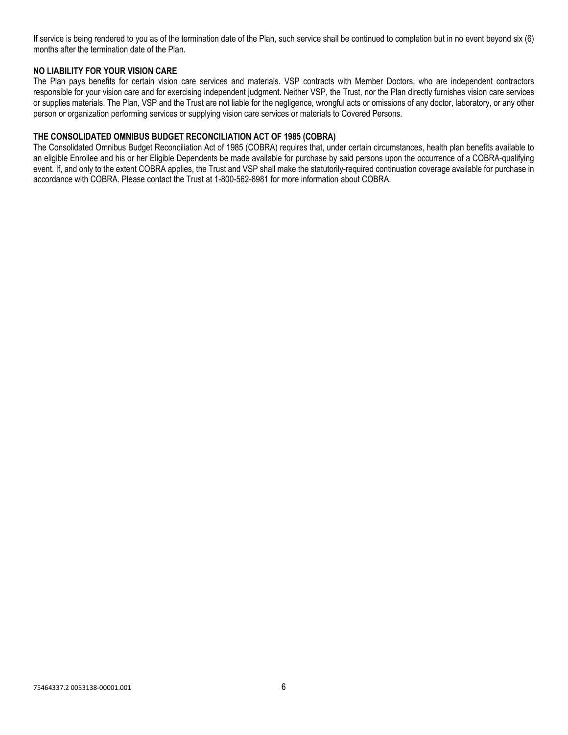If service is being rendered to you as of the termination date of the Plan, such service shall be continued to completion but in no event beyond six (6) months after the termination date of the Plan.

### NO LIABILITY FOR YOUR VISION CARE

The Plan pays benefits for certain vision care services and materials. VSP contracts with Member Doctors, who are independent contractors responsible for your vision care and for exercising independent judgment. Neither VSP, the Trust, nor the Plan directly furnishes vision care services or supplies materials. The Plan, VSP and the Trust are not liable for the negligence, wrongful acts or omissions of any doctor, laboratory, or any other person or organization performing services or supplying vision care services or materials to Covered Persons.

### THE CONSOLIDATED OMNIBUS BUDGET RECONCILIATION ACT OF 1985 (COBRA)

The Consolidated Omnibus Budget Reconciliation Act of 1985 (COBRA) requires that, under certain circumstances, health plan benefits available to an eligible Enrollee and his or her Eligible Dependents be made available for purchase by said persons upon the occurrence of a COBRA-qualifying event. If, and only to the extent COBRA applies, the Trust and VSP shall make the statutorily-required continuation coverage available for purchase in accordance with COBRA. Please contact the Trust at 1-800-562-8981 for more information about COBRA.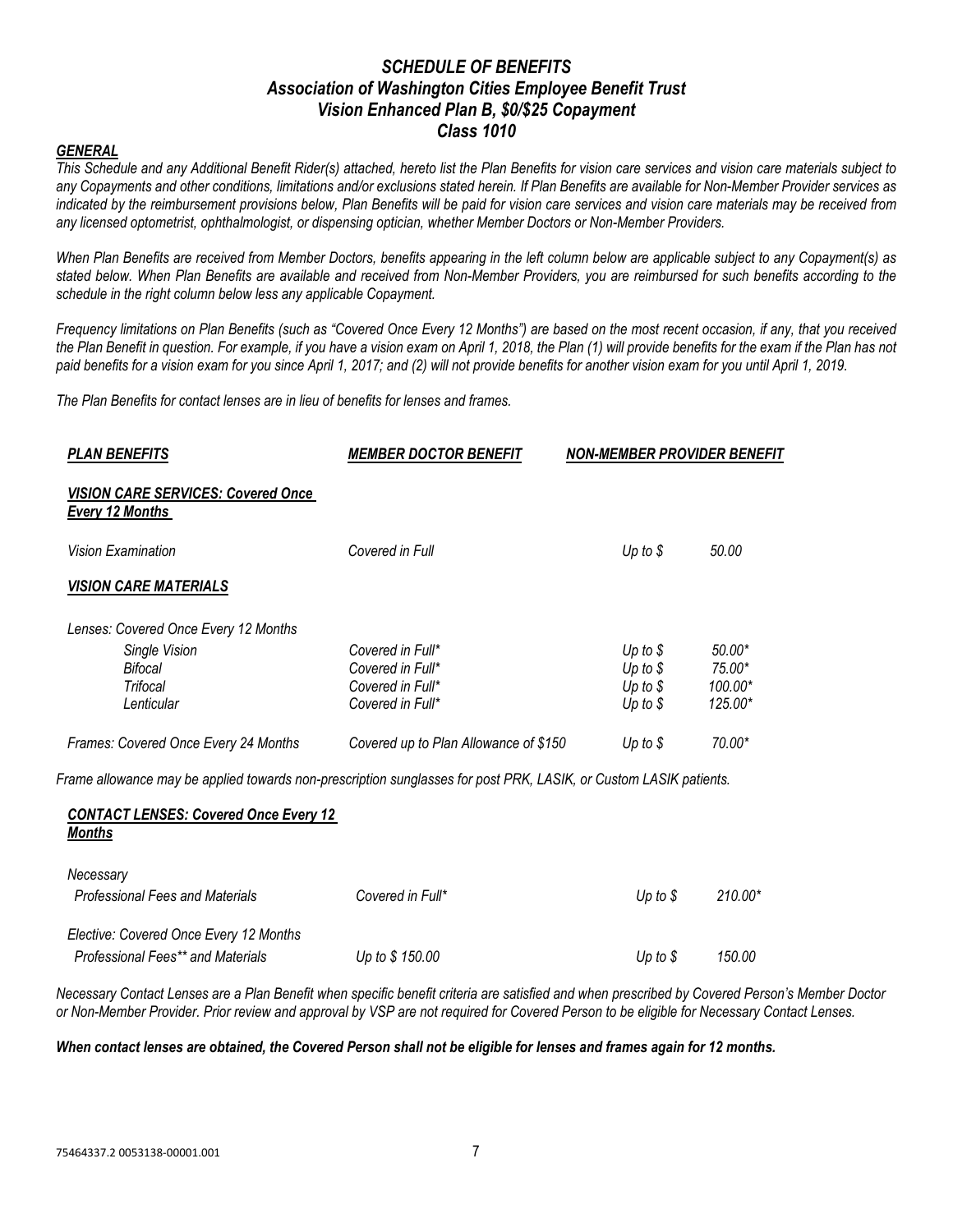# *SCHEDULE OF BENEFITS*
## *Association of Washington Cities Employee Benefit Trust*
## *Vision Enhanced Plan B, $0/$25 Copayment*
## *Class 1010*

***GENERAL***

*This Schedule and any Additional Benefit Rider(s) attached, hereto list the Plan Benefits for vision care services and vision care materials subject to any Copayments and other conditions, limitations and/or exclusions stated herein. If Plan Benefits are available for Non-Member Provider services as indicated by the reimbursement provisions below, Plan Benefits will be paid for vision care services and vision care materials may be received from any licensed optometrist, ophthalmologist, or dispensing optician, whether Member Doctors or Non-Member Providers.*

*When Plan Benefits are received from Member Doctors, benefits appearing in the left column below are applicable subject to any Copayment(s) as stated below. When Plan Benefits are available and received from Non-Member Providers, you are reimbursed for such benefits according to the schedule in the right column below less any applicable Copayment.*

*Frequency limitations on Plan Benefits (such as "Covered Once Every 12 Months") are based on the most recent occasion, if any, that you received the Plan Benefit in question. For example, if you have a vision exam on April 1, 2018, the Plan (1) will provide benefits for the exam if the Plan has not paid benefits for a vision exam for you since April 1, 2017; and (2) will not provide benefits for another vision exam for you until April 1, 2019.*

*The Plan Benefits for contact lenses are in lieu of benefits for lenses and frames.*

| ***PLAN BENEFITS*** | ***MEMBER DOCTOR BENEFIT*** | ***NON-MEMBER PROVIDER BENEFIT*** | |
|---|---|---|---|
| ***VISION CARE SERVICES: Covered Once Every 12 Months*** | | | |
| *Vision Examination* | *Covered in Full* | *Up to $* | *50.00* |
| ***VISION CARE MATERIALS*** | | | |
| *Lenses: Covered Once Every 12 Months* | | | |
| *Single Vision* | *Covered in Full** | *Up to $* | *50.00** |
| *Bifocal* | *Covered in Full** | *Up to $* | *75.00** |
| *Trifocal* | *Covered in Full** | *Up to $* | *100.00** |
| *Lenticular* | *Covered in Full** | *Up to $* | *125.00** |
| *Frames: Covered Once Every 24 Months* | *Covered up to Plan Allowance of $150* | *Up to $* | *70.00** |

*Frame allowance may be applied towards non-prescription sunglasses for post PRK, LASIK, or Custom LASIK patients.*

| ***CONTACT LENSES: Covered Once Every 12 Months*** | | | |
|---|---|---|---|
| *Necessary* | | | |
| *Professional Fees and Materials* | *Covered in Full** | *Up to $* | *210.00** |
| *Elective: Covered Once Every 12 Months* | | | |
| *Professional Fees** and Materials* | *Up to $ 150.00* | *Up to $* | *150.00* |

*Necessary Contact Lenses are a Plan Benefit when specific benefit criteria are satisfied and when prescribed by Covered Person's Member Doctor or Non-Member Provider. Prior review and approval by VSP are not required for Covered Person to be eligible for Necessary Contact Lenses.*

***When contact lenses are obtained, the Covered Person shall not be eligible for lenses and frames again for 12 months.***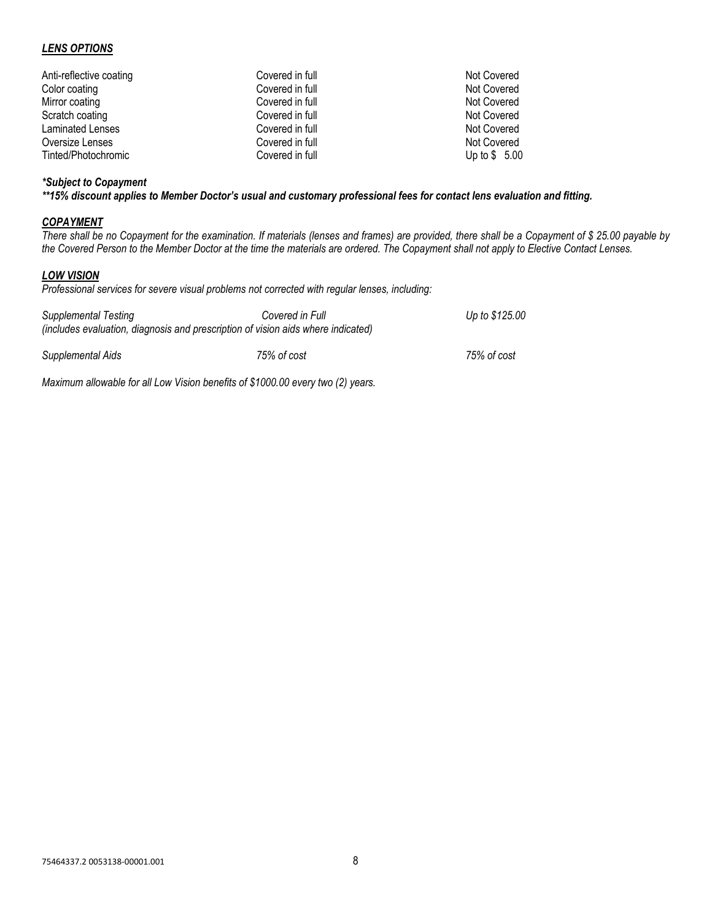***LENS OPTIONS***

| | | |
|---|---|---|
| Anti-reflective coating | Covered in full | Not Covered |
| Color coating | Covered in full | Not Covered |
| Mirror coating | Covered in full | Not Covered |
| Scratch coating | Covered in full | Not Covered |
| Laminated Lenses | Covered in full | Not Covered |
| Oversize Lenses | Covered in full | Not Covered |
| Tinted/Photochromic | Covered in full | Up to $ 5.00 |

***\*Subject to Copayment***

***\*\*15% discount applies to Member Doctor's usual and customary professional fees for contact lens evaluation and fitting.***

***COPAYMENT***

*There shall be no Copayment for the examination. If materials (lenses and frames) are provided, there shall be a Copayment of $ 25.00 payable by the Covered Person to the Member Doctor at the time the materials are ordered. The Copayment shall not apply to Elective Contact Lenses.*

***LOW VISION***

*Professional services for severe visual problems not corrected with regular lenses, including:*

| | | |
|---|---|---|
| *Supplemental Testing* (includes evaluation, diagnosis and prescription of vision aids where indicated) | *Covered in Full* | *Up to $125.00* |
| *Supplemental Aids* | *75% of cost* | *75% of cost* |

*Maximum allowable for all Low Vision benefits of $1000.00 every two (2) years.*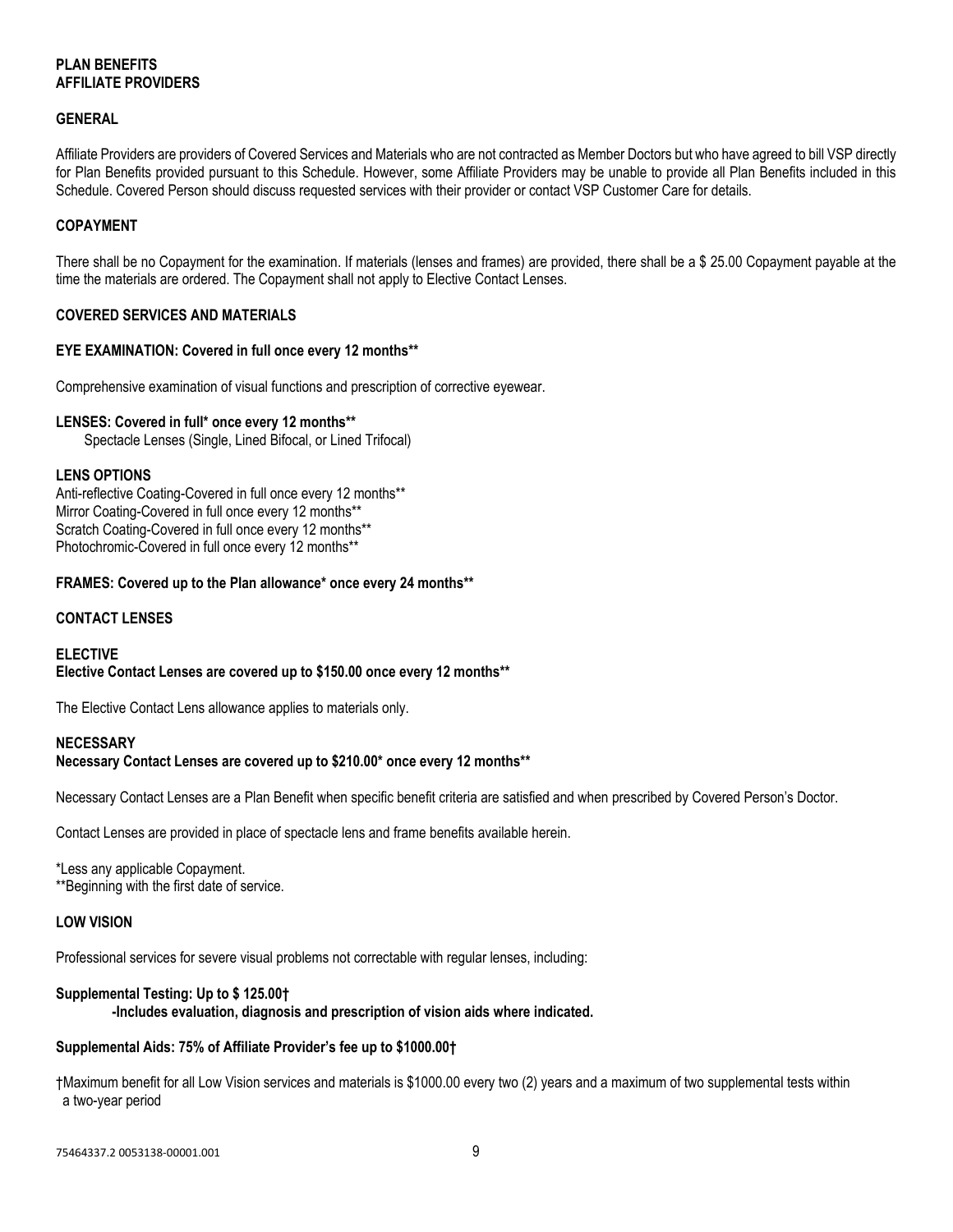# PLAN BENEFITS
# AFFILIATE PROVIDERS

## GENERAL

Affiliate Providers are providers of Covered Services and Materials who are not contracted as Member Doctors but who have agreed to bill VSP directly for Plan Benefits provided pursuant to this Schedule. However, some Affiliate Providers may be unable to provide all Plan Benefits included in this Schedule. Covered Person should discuss requested services with their provider or contact VSP Customer Care for details.

## COPAYMENT

There shall be no Copayment for the examination. If materials (lenses and frames) are provided, there shall be a $ 25.00 Copayment payable at the time the materials are ordered. The Copayment shall not apply to Elective Contact Lenses.

## COVERED SERVICES AND MATERIALS

**EYE EXAMINATION: Covered in full once every 12 months****

Comprehensive examination of visual functions and prescription of corrective eyewear.

**LENSES: Covered in full* once every 12 months****

Spectacle Lenses (Single, Lined Bifocal, or Lined Trifocal)

**LENS OPTIONS**

Anti-reflective Coating-Covered in full once every 12 months**
Mirror Coating-Covered in full once every 12 months**
Scratch Coating-Covered in full once every 12 months**
Photochromic-Covered in full once every 12 months**

**FRAMES: Covered up to the Plan allowance* once every 24 months****

**CONTACT LENSES**

**ELECTIVE**
**Elective Contact Lenses are covered up to $150.00 once every 12 months****

The Elective Contact Lens allowance applies to materials only.

**NECESSARY**
**Necessary Contact Lenses are covered up to $210.00* once every 12 months****

Necessary Contact Lenses are a Plan Benefit when specific benefit criteria are satisfied and when prescribed by Covered Person's Doctor.

Contact Lenses are provided in place of spectacle lens and frame benefits available herein.

*Less any applicable Copayment.
**Beginning with the first date of service.

## LOW VISION

Professional services for severe visual problems not correctable with regular lenses, including:

**Supplemental Testing: Up to $ 125.00†**
**-Includes evaluation, diagnosis and prescription of vision aids where indicated.**

**Supplemental Aids: 75% of Affiliate Provider's fee up to $1000.00†**

†Maximum benefit for all Low Vision services and materials is $1000.00 every two (2) years and a maximum of two supplemental tests within a two-year period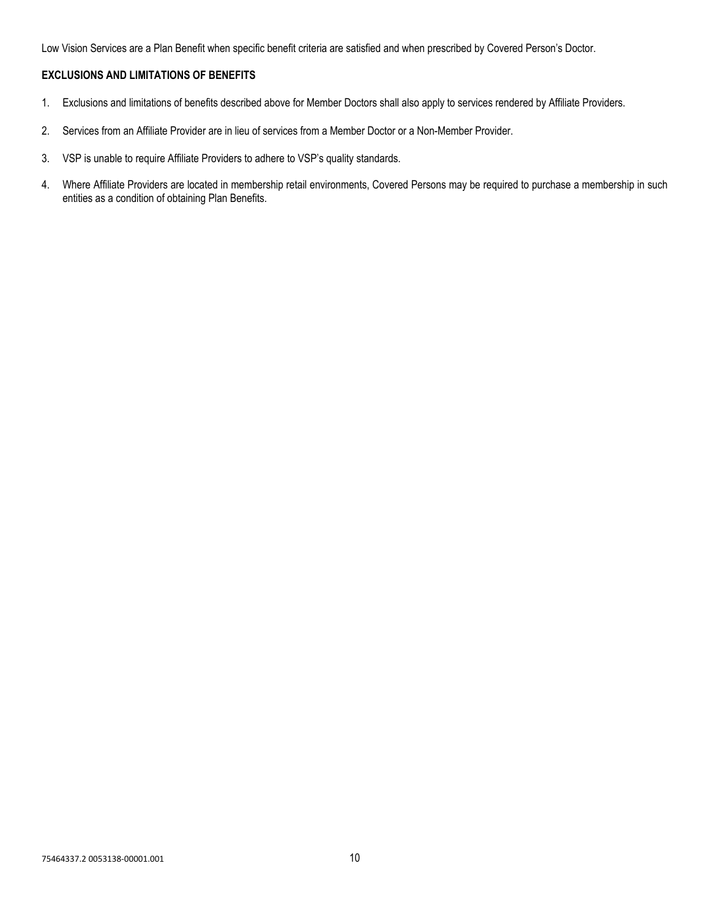Low Vision Services are a Plan Benefit when specific benefit criteria are satisfied and when prescribed by Covered Person's Doctor.

**EXCLUSIONS AND LIMITATIONS OF BENEFITS**

1. Exclusions and limitations of benefits described above for Member Doctors shall also apply to services rendered by Affiliate Providers.
2. Services from an Affiliate Provider are in lieu of services from a Member Doctor or a Non-Member Provider.
3. VSP is unable to require Affiliate Providers to adhere to VSP's quality standards.
4. Where Affiliate Providers are located in membership retail environments, Covered Persons may be required to purchase a membership in such entities as a condition of obtaining Plan Benefits.